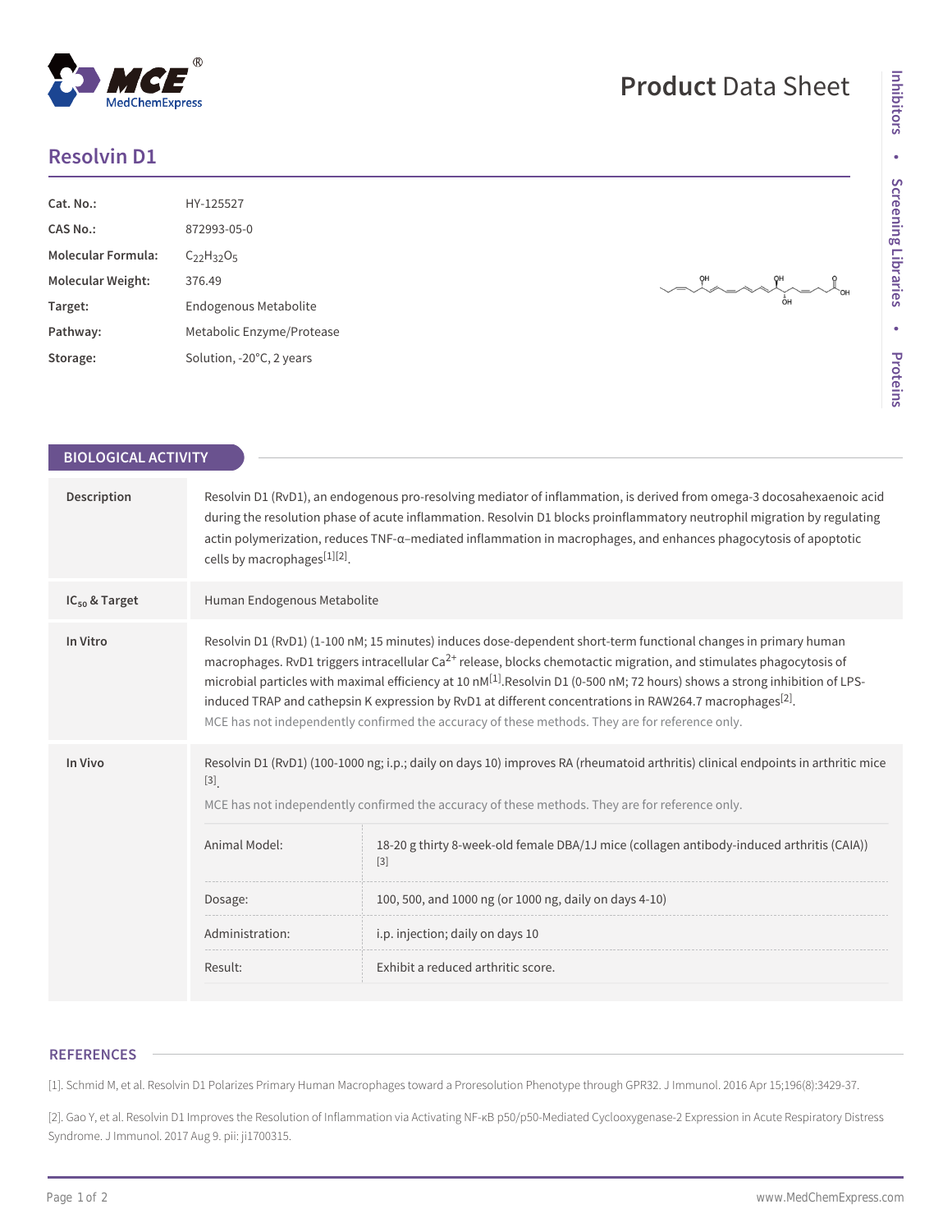# Resolvin D1

| | |
|---|---|
| **Cat. No.:** | HY-125527 |
| **CAS No.:** | 872993-05-0 |
| **Molecular Formula:** | $C_{22}H_{32}O_5$ |
| **Molecular Weight:** | 376.49 |
| **Target:** | Endogenous Metabolite |
| **Pathway:** | Metabolic Enzyme/Protease |
| **Storage:** | Solution, -20°C, 2 years |

## BIOLOGICAL ACTIVITY

| | |
|---|---|
| **Description** | Resolvin D1 (RvD1), an endogenous pro-resolving mediator of inflammation, is derived from omega-3 docosahexaenoic acid during the resolution phase of acute inflammation. Resolvin D1 blocks proinflammatory neutrophil migration by regulating actin polymerization, reduces TNF-α–mediated inflammation in macrophages, and enhances phagocytosis of apoptotic cells by macrophages[1][2]. |
| **$IC_{50}$ & Target** | Human Endogenous Metabolite |
| **In Vitro** | Resolvin D1 (RvD1) (1-100 nM; 15 minutes) induces dose-dependent short-term functional changes in primary human macrophages. RvD1 triggers intracellular $Ca^{2+}$ release, blocks chemotactic migration, and stimulates phagocytosis of microbial particles with maximal efficiency at 10 nM[1].Resolvin D1 (0-500 nM; 72 hours) shows a strong inhibition of LPS-induced TRAP and cathepsin K expression by RvD1 at different concentrations in RAW264.7 macrophages[2]. <br> MCE has not independently confirmed the accuracy of these methods. They are for reference only. |
| **In Vivo** | Resolvin D1 (RvD1) (100-1000 ng; i.p.; daily on days 10) improves RA (rheumatoid arthritis) clinical endpoints in arthritic mice [3]. <br> MCE has not independently confirmed the accuracy of these methods. They are for reference only. |

| | |
|---|---|
| Animal Model: | 18-20 g thirty 8-week-old female DBA/1J mice (collagen antibody-induced arthritis (CAIA)) [3] |
| Dosage: | 100, 500, and 1000 ng (or 1000 ng, daily on days 4-10) |
| Administration: | i.p. injection; daily on days 10 |
| Result: | Exhibit a reduced arthritic score. |

## REFERENCES

[1]. Schmid M, et al. Resolvin D1 Polarizes Primary Human Macrophages toward a Proresolution Phenotype through GPR32. J Immunol. 2016 Apr 15;196(8):3429-37.

[2]. Gao Y, et al. Resolvin D1 Improves the Resolution of Inflammation via Activating NF-κB p50/p50-Mediated Cyclooxygenase-2 Expression in Acute Respiratory Distress Syndrome. J Immunol. 2017 Aug 9. pii: ji1700315.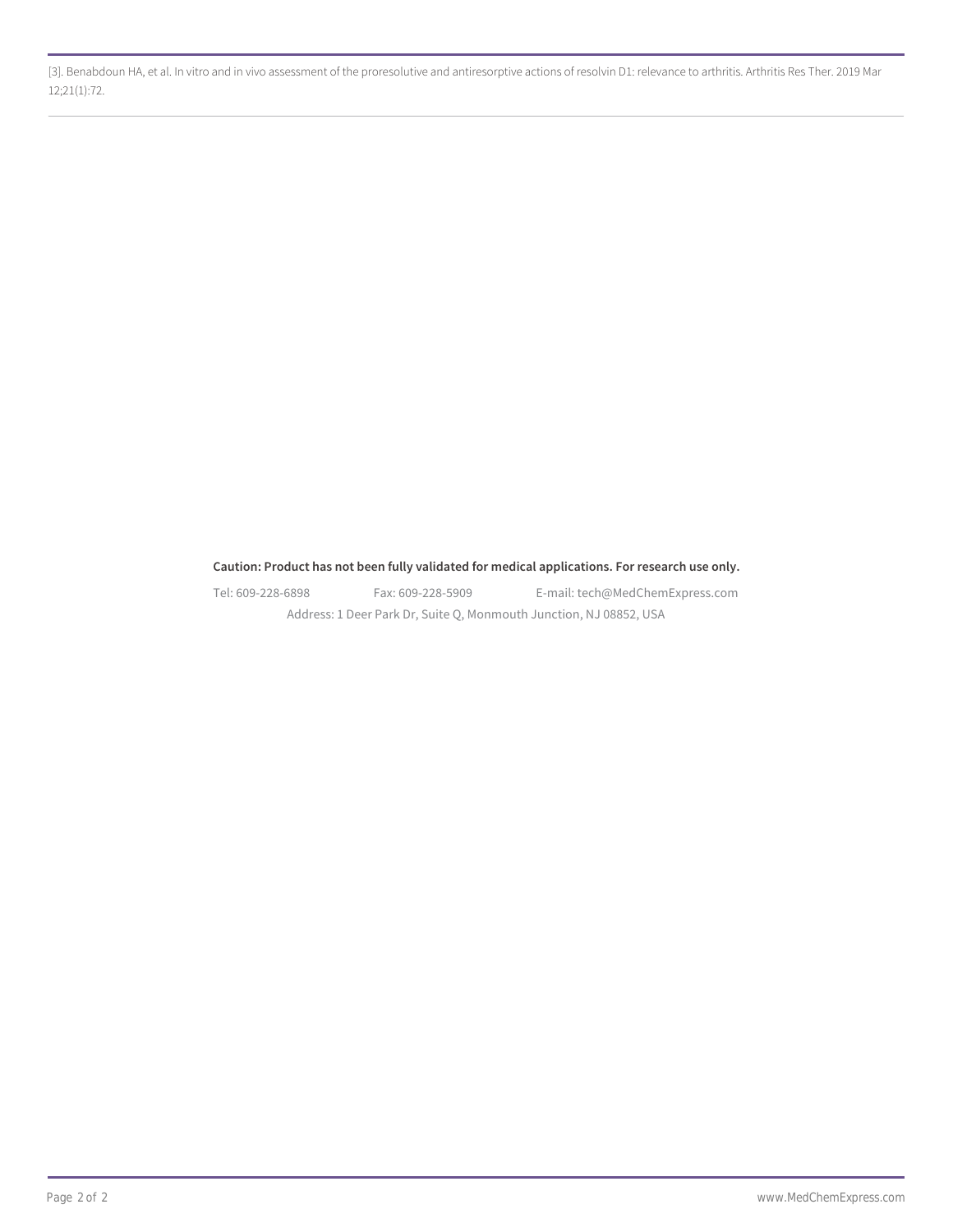[3]. Benabdoun HA, et al. In vitro and in vivo assessment of the proresolutive and antiresorptive actions of resolvin D1: relevance to arthritis. Arthritis Res Ther. 2019 Mar 12;21(1):72.

**Caution: Product has not been fully validated for medical applications. For research use only.**

Tel: 609-228-6898 Fax: 609-228-5909 E-mail: tech@MedChemExpress.com

Address: 1 Deer Park Dr, Suite Q, Monmouth Junction, NJ 08852, USA